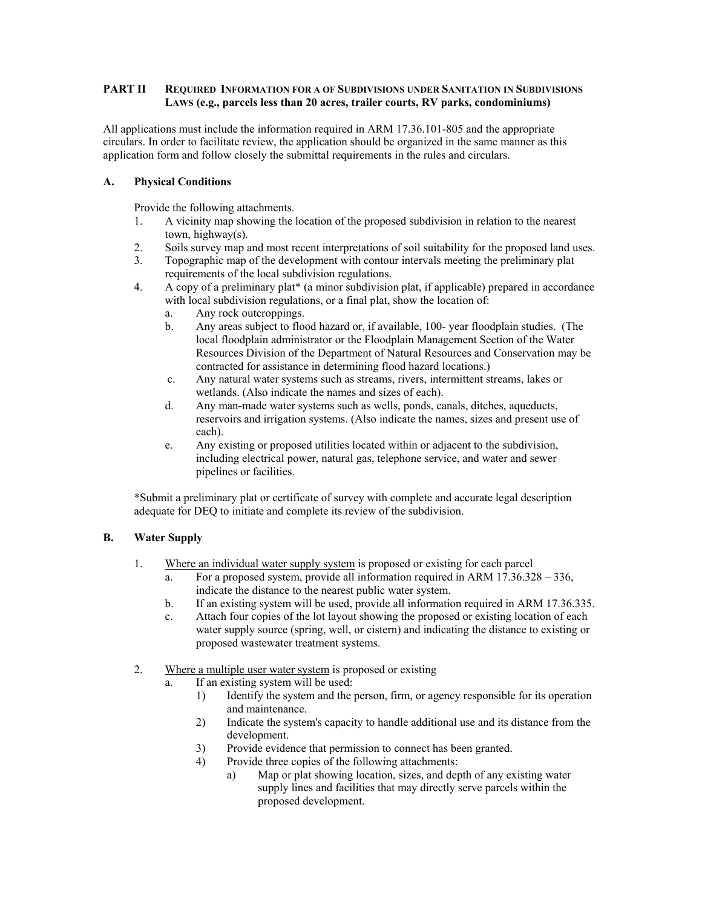**PART II REQUIRED INFORMATION FOR A OF SUBDIVISIONS UNDER SANITATION IN SUBDIVISIONS LAWS (e.g., parcels less than 20 acres, trailer courts, RV parks, condominiums)**

All applications must include the information required in ARM 17.36.101-805 and the appropriate circulars. In order to facilitate review, the application should be organized in the same manner as this application form and follow closely the submittal requirements in the rules and circulars.

## A. Physical Conditions

Provide the following attachments.

1. A vicinity map showing the location of the proposed subdivision in relation to the nearest town, highway(s).
2. Soils survey map and most recent interpretations of soil suitability for the proposed land uses.
3. Topographic map of the development with contour intervals meeting the preliminary plat requirements of the local subdivision regulations.
4. A copy of a preliminary plat* (a minor subdivision plat, if applicable) prepared in accordance with local subdivision regulations, or a final plat, show the location of:
   a. Any rock outcroppings.
   b. Any areas subject to flood hazard or, if available, 100- year floodplain studies. (The local floodplain administrator or the Floodplain Management Section of the Water Resources Division of the Department of Natural Resources and Conservation may be contracted for assistance in determining flood hazard locations.)
   c. Any natural water systems such as streams, rivers, intermittent streams, lakes or wetlands. (Also indicate the names and sizes of each).
   d. Any man-made water systems such as wells, ponds, canals, ditches, aqueducts, reservoirs and irrigation systems. (Also indicate the names, sizes and present use of each).
   e. Any existing or proposed utilities located within or adjacent to the subdivision, including electrical power, natural gas, telephone service, and water and sewer pipelines or facilities.

*Submit a preliminary plat or certificate of survey with complete and accurate legal description adequate for DEQ to initiate and complete its review of the subdivision.

## B. Water Supply

1. Where an individual water supply system is proposed or existing for each parcel
   a. For a proposed system, provide all information required in ARM 17.36.328 – 336, indicate the distance to the nearest public water system.
   b. If an existing system will be used, provide all information required in ARM 17.36.335.
   c. Attach four copies of the lot layout showing the proposed or existing location of each water supply source (spring, well, or cistern) and indicating the distance to existing or proposed wastewater treatment systems.

2. Where a multiple user water system is proposed or existing
   a. If an existing system will be used:
      1) Identify the system and the person, firm, or agency responsible for its operation and maintenance.
      2) Indicate the system's capacity to handle additional use and its distance from the development.
      3) Provide evidence that permission to connect has been granted.
      4) Provide three copies of the following attachments:
         a) Map or plat showing location, sizes, and depth of any existing water supply lines and facilities that may directly serve parcels within the proposed development.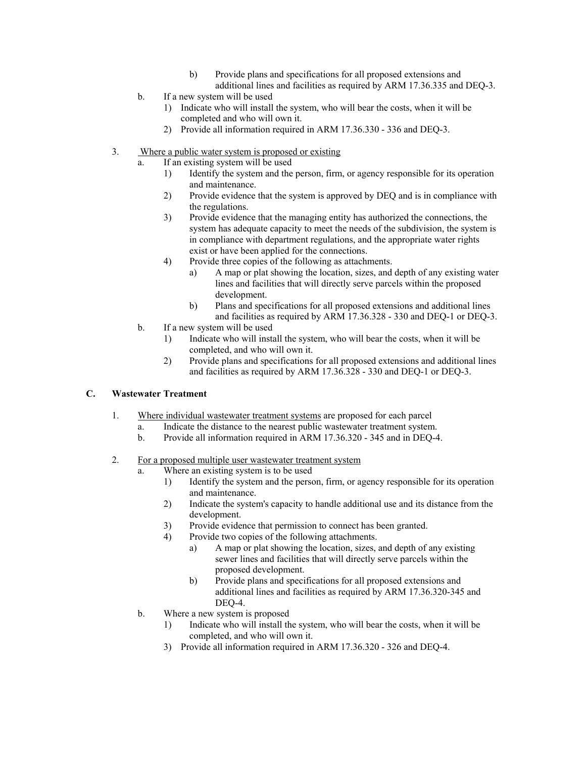b) Provide plans and specifications for all proposed extensions and additional lines and facilities as required by ARM 17.36.335 and DEQ-3.

  b. If a new system will be used
     1) Indicate who will install the system, who will bear the costs, when it will be completed and who will own it.
     2) Provide all information required in ARM 17.36.330 - 336 and DEQ-3.

3. <u>Where a public water system is proposed or existing</u>
   a. If an existing system will be used
      1) Identify the system and the person, firm, or agency responsible for its operation and maintenance.
      2) Provide evidence that the system is approved by DEQ and is in compliance with the regulations.
      3) Provide evidence that the managing entity has authorized the connections, the system has adequate capacity to meet the needs of the subdivision, the system is in compliance with department regulations, and the appropriate water rights exist or have been applied for the connections.
      4) Provide three copies of the following as attachments.
         a) A map or plat showing the location, sizes, and depth of any existing water lines and facilities that will directly serve parcels within the proposed development.
         b) Plans and specifications for all proposed extensions and additional lines and facilities as required by ARM 17.36.328 - 330 and DEQ-1 or DEQ-3.
   b. If a new system will be used
      1) Indicate who will install the system, who will bear the costs, when it will be completed, and who will own it.
      2) Provide plans and specifications for all proposed extensions and additional lines and facilities as required by ARM 17.36.328 - 330 and DEQ-1 or DEQ-3.

## C. Wastewater Treatment

1. <u>Where individual wastewater treatment systems</u> are proposed for each parcel
   a. Indicate the distance to the nearest public wastewater treatment system.
   b. Provide all information required in ARM 17.36.320 - 345 and in DEQ-4.

2. <u>For a proposed multiple user wastewater treatment system</u>
   a. Where an existing system is to be used
      1) Identify the system and the person, firm, or agency responsible for its operation and maintenance.
      2) Indicate the system's capacity to handle additional use and its distance from the development.
      3) Provide evidence that permission to connect has been granted.
      4) Provide two copies of the following attachments.
         a) A map or plat showing the location, sizes, and depth of any existing sewer lines and facilities that will directly serve parcels within the proposed development.
         b) Provide plans and specifications for all proposed extensions and additional lines and facilities as required by ARM 17.36.320-345 and DEQ-4.
   b. Where a new system is proposed
      1) Indicate who will install the system, who will bear the costs, when it will be completed, and who will own it.
      3) Provide all information required in ARM 17.36.320 - 326 and DEQ-4.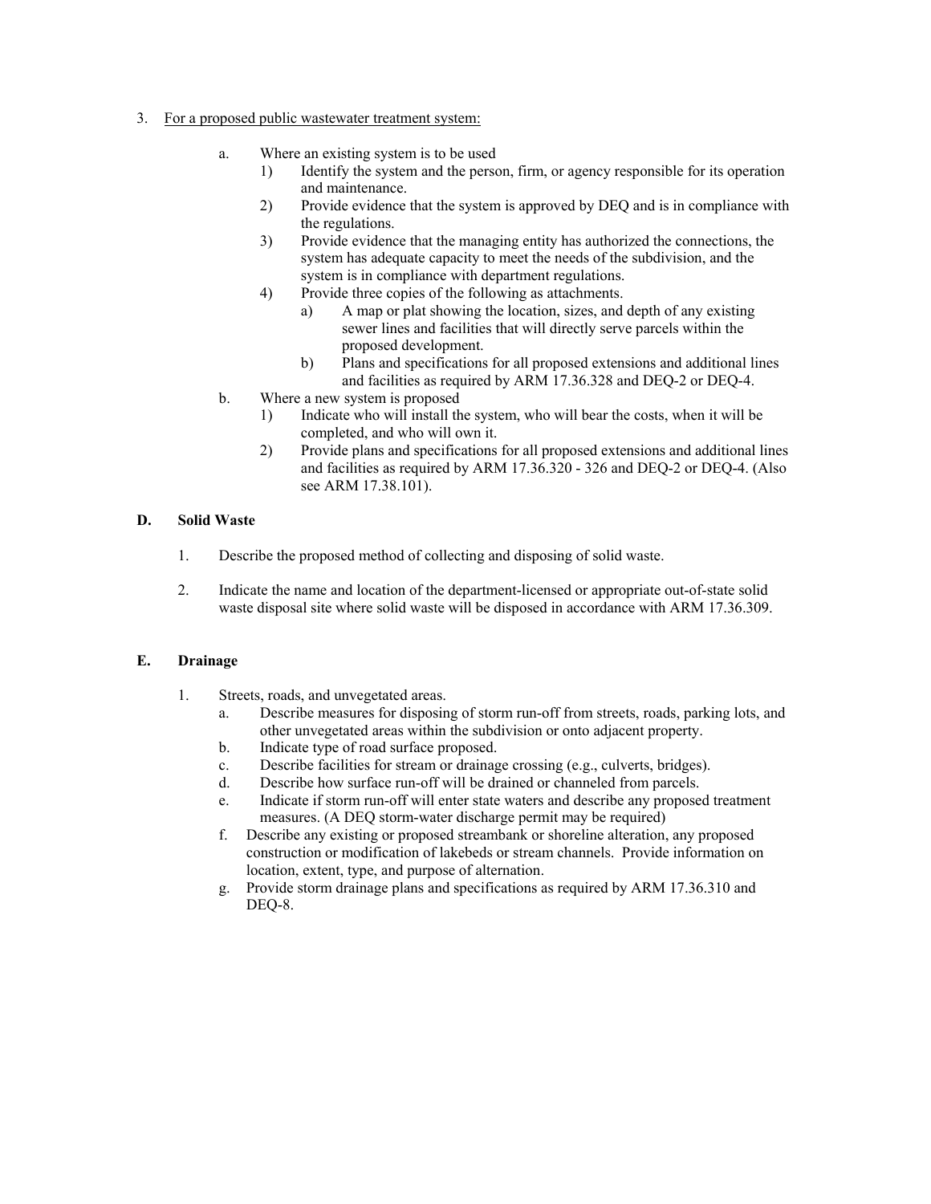3. For a proposed public wastewater treatment system:

   a. Where an existing system is to be used
      1) Identify the system and the person, firm, or agency responsible for its operation and maintenance.
      2) Provide evidence that the system is approved by DEQ and is in compliance with the regulations.
      3) Provide evidence that the managing entity has authorized the connections, the system has adequate capacity to meet the needs of the subdivision, and the system is in compliance with department regulations.
      4) Provide three copies of the following as attachments.
         a) A map or plat showing the location, sizes, and depth of any existing sewer lines and facilities that will directly serve parcels within the proposed development.
         b) Plans and specifications for all proposed extensions and additional lines and facilities as required by ARM 17.36.328 and DEQ-2 or DEQ-4.

   b. Where a new system is proposed
      1) Indicate who will install the system, who will bear the costs, when it will be completed, and who will own it.
      2) Provide plans and specifications for all proposed extensions and additional lines and facilities as required by ARM 17.36.320 - 326 and DEQ-2 or DEQ-4. (Also see ARM 17.38.101).

**D. Solid Waste**

1. Describe the proposed method of collecting and disposing of solid waste.

2. Indicate the name and location of the department-licensed or appropriate out-of-state solid waste disposal site where solid waste will be disposed in accordance with ARM 17.36.309.

**E. Drainage**

1. Streets, roads, and unvegetated areas.
   a. Describe measures for disposing of storm run-off from streets, roads, parking lots, and other unvegetated areas within the subdivision or onto adjacent property.
   b. Indicate type of road surface proposed.
   c. Describe facilities for stream or drainage crossing (e.g., culverts, bridges).
   d. Describe how surface run-off will be drained or channeled from parcels.
   e. Indicate if storm run-off will enter state waters and describe any proposed treatment measures. (A DEQ storm-water discharge permit may be required)
   f. Describe any existing or proposed streambank or shoreline alteration, any proposed construction or modification of lakebeds or stream channels. Provide information on location, extent, type, and purpose of alternation.
   g. Provide storm drainage plans and specifications as required by ARM 17.36.310 and DEQ-8.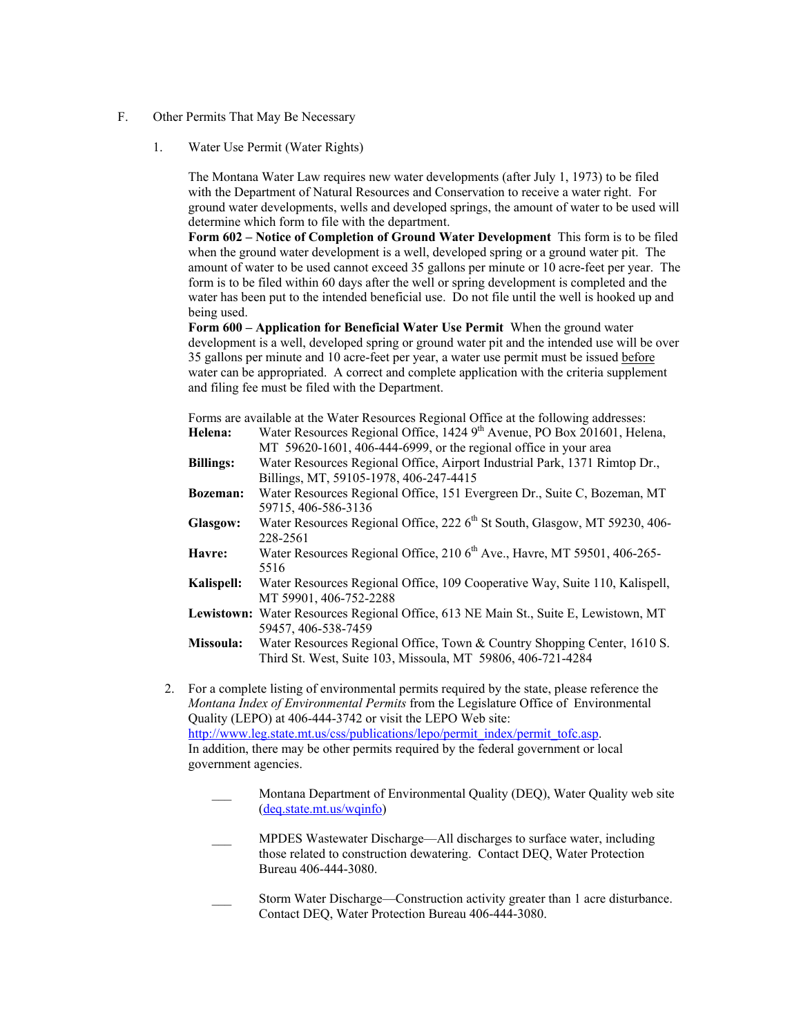F. Other Permits That May Be Necessary

1. Water Use Permit (Water Rights)

   The Montana Water Law requires new water developments (after July 1, 1973) to be filed with the Department of Natural Resources and Conservation to receive a water right. For ground water developments, wells and developed springs, the amount of water to be used will determine which form to file with the department.

   **Form 602 – Notice of Completion of Ground Water Development** This form is to be filed when the ground water development is a well, developed spring or a ground water pit. The amount of water to be used cannot exceed 35 gallons per minute or 10 acre-feet per year. The form is to be filed within 60 days after the well or spring development is completed and the water has been put to the intended beneficial use. Do not file until the well is hooked up and being used.

   **Form 600 – Application for Beneficial Water Use Permit** When the ground water development is a well, developed spring or ground water pit and the intended use will be over 35 gallons per minute and 10 acre-feet per year, a water use permit must be issued <u>before</u> water can be appropriated. A correct and complete application with the criteria supplement and filing fee must be filed with the Department.

   Forms are available at the Water Resources Regional Office at the following addresses:

   **Helena:** Water Resources Regional Office, 1424 9th Avenue, PO Box 201601, Helena, MT 59620-1601, 406-444-6999, or the regional office in your area

   **Billings:** Water Resources Regional Office, Airport Industrial Park, 1371 Rimtop Dr., Billings, MT, 59105-1978, 406-247-4415

   **Bozeman:** Water Resources Regional Office, 151 Evergreen Dr., Suite C, Bozeman, MT 59715, 406-586-3136

   **Glasgow:** Water Resources Regional Office, 222 6th St South, Glasgow, MT 59230, 406-228-2561

   **Havre:** Water Resources Regional Office, 210 6th Ave., Havre, MT 59501, 406-265-5516

   **Kalispell:** Water Resources Regional Office, 109 Cooperative Way, Suite 110, Kalispell, MT 59901, 406-752-2288

   **Lewistown:** Water Resources Regional Office, 613 NE Main St., Suite E, Lewistown, MT 59457, 406-538-7459

   **Missoula:** Water Resources Regional Office, Town & Country Shopping Center, 1610 S. Third St. West, Suite 103, Missoula, MT 59806, 406-721-4284

2. For a complete listing of environmental permits required by the state, please reference the *Montana Index of Environmental Permits* from the Legislature Office of Environmental Quality (LEPO) at 406-444-3742 or visit the LEPO Web site: http://www.leg.state.mt.us/css/publications/lepo/permit_index/permit_tofc.asp. In addition, there may be other permits required by the federal government or local government agencies.

   ___ Montana Department of Environmental Quality (DEQ), Water Quality web site (deq.state.mt.us/wqinfo)

   ___ MPDES Wastewater Discharge—All discharges to surface water, including those related to construction dewatering. Contact DEQ, Water Protection Bureau 406-444-3080.

   ___ Storm Water Discharge—Construction activity greater than 1 acre disturbance. Contact DEQ, Water Protection Bureau 406-444-3080.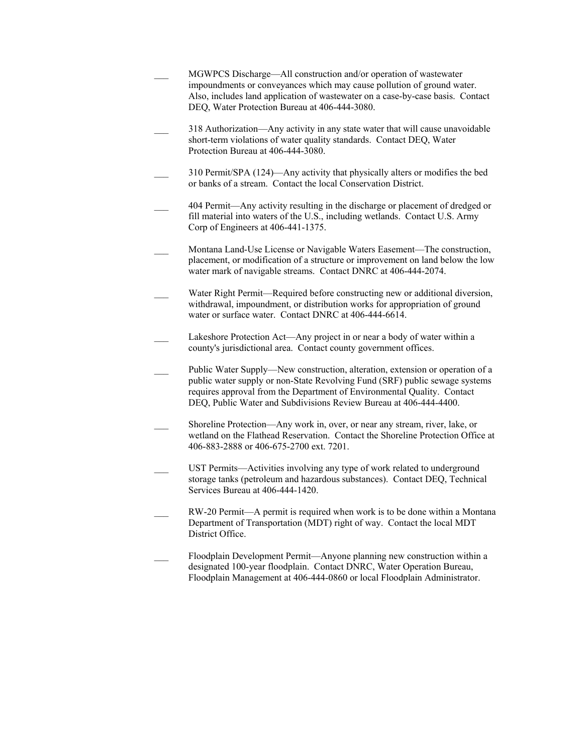___ MGWPCS Discharge—All construction and/or operation of wastewater impoundments or conveyances which may cause pollution of ground water. Also, includes land application of wastewater on a case-by-case basis. Contact DEQ, Water Protection Bureau at 406-444-3080.

___ 318 Authorization—Any activity in any state water that will cause unavoidable short-term violations of water quality standards. Contact DEQ, Water Protection Bureau at 406-444-3080.

___ 310 Permit/SPA (124)—Any activity that physically alters or modifies the bed or banks of a stream. Contact the local Conservation District.

___ 404 Permit—Any activity resulting in the discharge or placement of dredged or fill material into waters of the U.S., including wetlands. Contact U.S. Army Corp of Engineers at 406-441-1375.

___ Montana Land-Use License or Navigable Waters Easement—The construction, placement, or modification of a structure or improvement on land below the low water mark of navigable streams. Contact DNRC at 406-444-2074.

___ Water Right Permit—Required before constructing new or additional diversion, withdrawal, impoundment, or distribution works for appropriation of ground water or surface water. Contact DNRC at 406-444-6614.

___ Lakeshore Protection Act—Any project in or near a body of water within a county's jurisdictional area. Contact county government offices.

___ Public Water Supply—New construction, alteration, extension or operation of a public water supply or non-State Revolving Fund (SRF) public sewage systems requires approval from the Department of Environmental Quality. Contact DEQ, Public Water and Subdivisions Review Bureau at 406-444-4400.

___ Shoreline Protection—Any work in, over, or near any stream, river, lake, or wetland on the Flathead Reservation. Contact the Shoreline Protection Office at 406-883-2888 or 406-675-2700 ext. 7201.

___ UST Permits—Activities involving any type of work related to underground storage tanks (petroleum and hazardous substances). Contact DEQ, Technical Services Bureau at 406-444-1420.

___ RW-20 Permit—A permit is required when work is to be done within a Montana Department of Transportation (MDT) right of way. Contact the local MDT District Office.

___ Floodplain Development Permit—Anyone planning new construction within a designated 100-year floodplain. Contact DNRC, Water Operation Bureau, Floodplain Management at 406-444-0860 or local Floodplain Administrator.